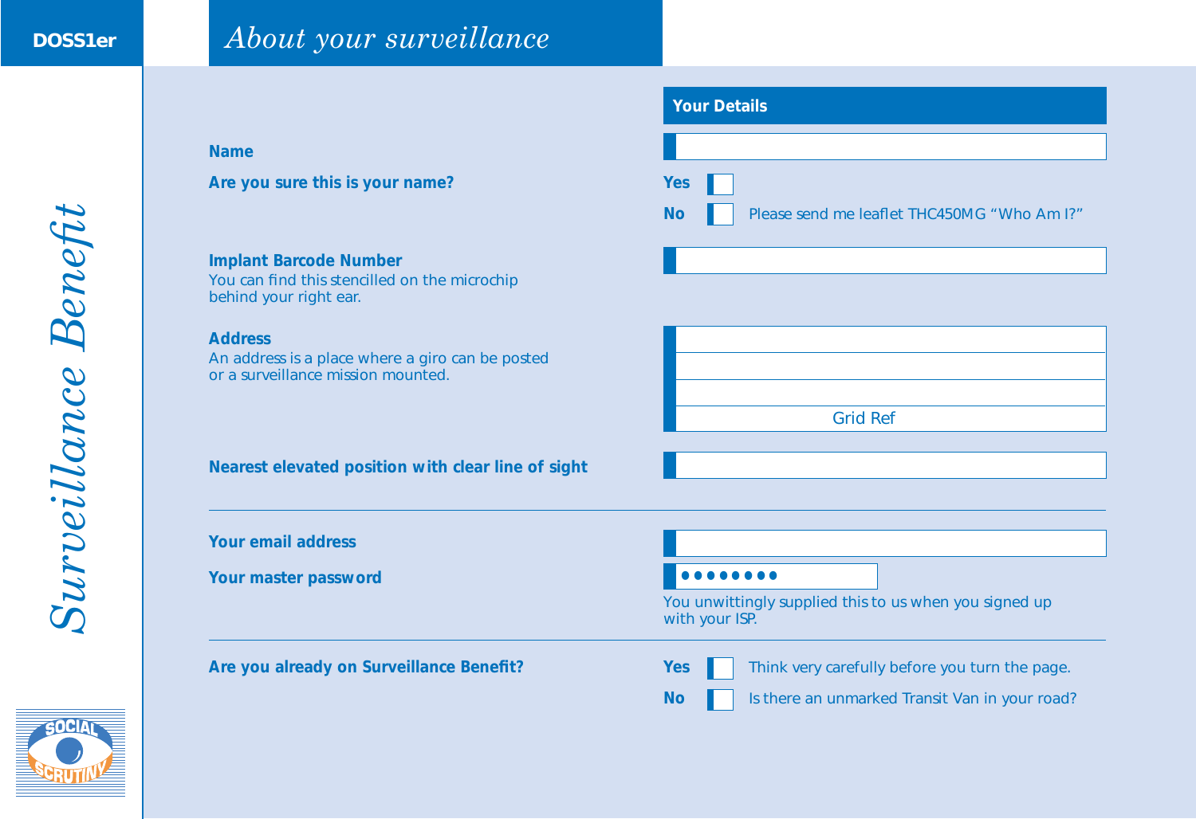DOSS1er

# About your surveillance

*Surveillance Benefit*

SOCIAL SCRUTINY

## Your Details

**Name**

**Are you sure this is your name?**

- **Yes** ☐
- **No** ☐ Please send me leaflet THC450MG “Who Am I?”

**Implant Barcode Number**
You can find this stencilled on the microchip behind your right ear.

**Address**
An address is a place where a giro can be posted or a surveillance mission mounted.

Grid Ref

**Nearest elevated position with clear line of sight**

---

**Your email address**

**Your master password** ••••••••

You unwittingly supplied this to us when you signed up with your ISP.

---

**Are you already on Surveillance Benefit?**

- **Yes** ☐ Think very carefully before you turn the page.
- **No** ☐ Is there an unmarked Transit Van in your road?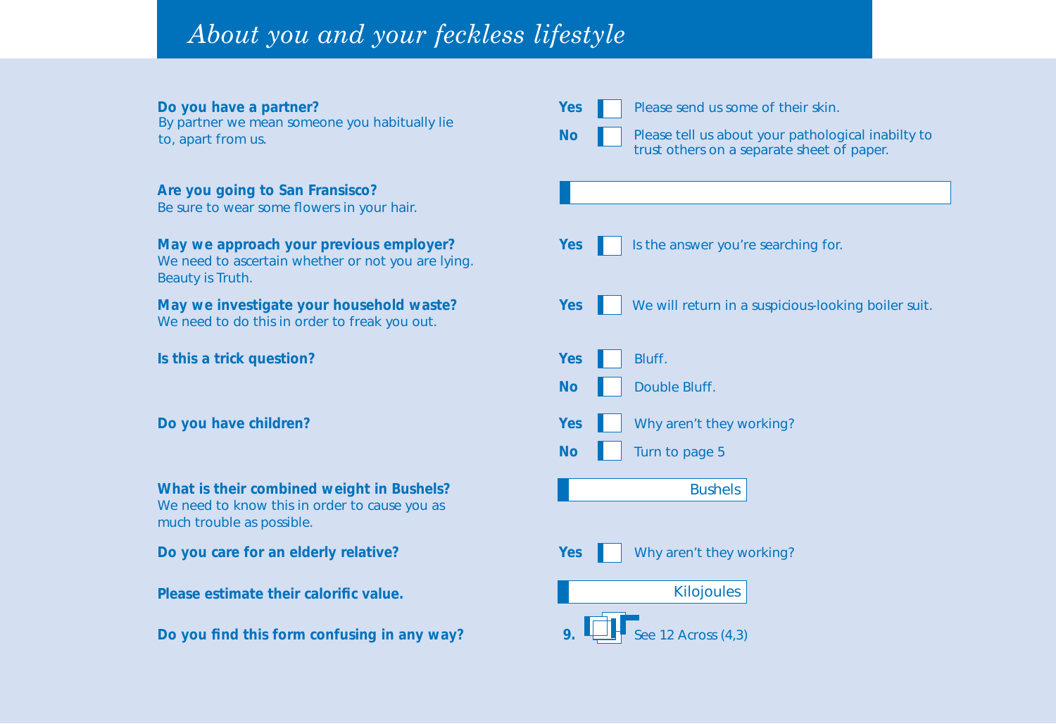# *About you and your feckless lifestyle*

**Do you have a partner?**
By partner we mean someone you habitually lie to, apart from us.

**Yes** ☐ Please send us some of their skin.

**No** ☐ Please tell us about your pathological inabilty to trust others on a separate sheet of paper.

**Are you going to San Fransisco?**
Be sure to wear some flowers in your hair.

☐ ____________________

**May we approach your previous employer?**
We need to ascertain whether or not you are lying. Beauty is Truth.

**Yes** ☐ Is the answer you're searching for.

**May we investigate your household waste?**
We need to do this in order to freak you out.

**Yes** ☐ We will return in a suspicious-looking boiler suit.

**Is this a trick question?**

**Yes** ☐ Bluff.

**No** ☐ Double Bluff.

**Do you have children?**

**Yes** ☐ Why aren't they working?

**No** ☐ Turn to page 5

**What is their combined weight in Bushels?**
We need to know this in order to cause you as much trouble as possible.

☐ ________ Bushels

**Do you care for an elderly relative?**

**Yes** ☐ Why aren't they working?

**Please estimate their calorific value.**

☐ ________ Kilojoules

**Do you find this form confusing in any way?**

**9.** ☐ See 12 Across (4,3)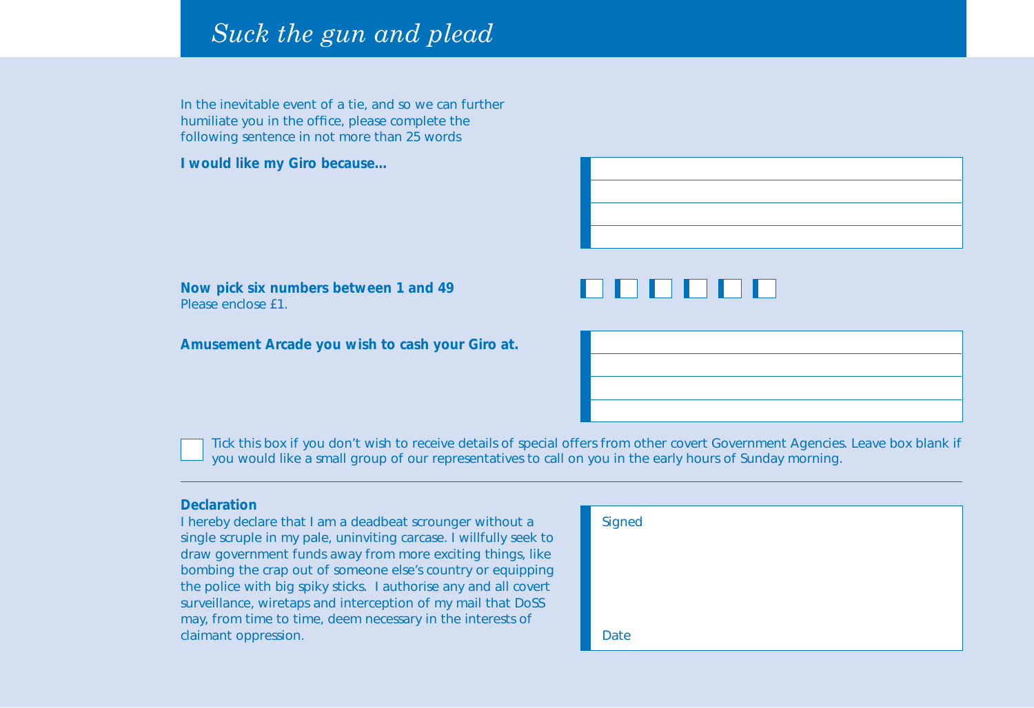# *Suck the gun and plead*

In the inevitable event of a tie, and so we can further humiliate you in the office, please complete the following sentence in not more than 25 words

**I would like my Giro because...**

**Now pick six numbers between 1 and 49**
Please enclose £1.

**Amusement Arcade you wish to cash your Giro at.**

☐ Tick this box if you don't wish to receive details of special offers from other covert Government Agencies. Leave box blank if you would like a small group of our representatives to call on you in the early hours of Sunday morning.

---

**Declaration**
I hereby declare that I am a deadbeat scrounger without a single scruple in my pale, uninviting carcase. I willfully seek to draw government funds away from more exciting things, like bombing the crap out of someone else's country or equipping the police with big spiky sticks. I authorise any and all covert surveillance, wiretaps and interception of my mail that DoSS may, from time to time, deem necessary in the interests of claimant oppression.

Signed

Date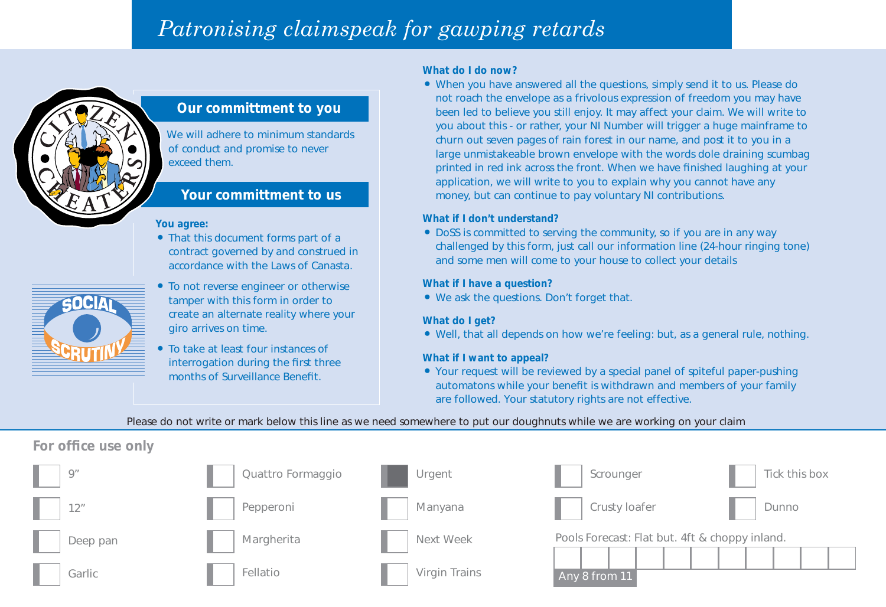# Patronising claimspeak for gawping retards

## Our committment to you

We will adhere to minimum standards of conduct and promise to never exceed them.

## Your committment to us

**You agree:**

- That this document forms part of a contract governed by and construed in accordance with the Laws of Canasta.
- To not reverse engineer or otherwise tamper with this form in order to create an alternate reality where your giro arrives on time.
- To take at least four instances of interrogation during the first three months of Surveillance Benefit.

**What do I do now?**

- When you have answered all the questions, simply send it to us. Please do not roach the envelope as a frivolous expression of freedom you may have been led to believe you still enjoy. It may affect your claim. We will write to you about this - or rather, your NI Number will trigger a huge mainframe to churn out seven pages of rain forest in our name, and post it to you in a large unmistakeable brown envelope with the words dole draining scumbag printed in red ink across the front. When we have finished laughing at your application, we will write to you to explain why you cannot have any money, but can continue to pay voluntary NI contributions.

**What if I don't understand?**

- DoSS is committed to serving the community, so if you are in any way challenged by this form, just call our information line (24-hour ringing tone) and some men will come to your house to collect your details

**What if I have a question?**

- We ask the questions. Don't forget that.

**What do I get?**

- Well, that all depends on how we're feeling: but, as a general rule, nothing.

**What if I want to appeal?**

- Your request will be reviewed by a special panel of spiteful paper-pushing automatons while your benefit is withdrawn and members of your family are followed. Your statutory rights are not effective.

Please do not write or mark below this line as we need somewhere to put our doughnuts while we are working on your claim

**For office use only**

| | | | | |
|---|---|---|---|---|
| ☐ 9" | ☐ Quattro Formaggio | ■ Urgent | ☐ Scrounger | ☐ Tick this box |
| ☐ 12" | ☐ Pepperoni | ☐ Manyana | ☐ Crusty loafer | ☐ Dunno |
| ☐ Deep pan | ☐ Margherita | ☐ Next Week | Pools Forecast: Flat but. 4ft & choppy inland. | |
| ☐ Garlic | ☐ Fellatio | ☐ Virgin Trains | Any 8 from 11 | |